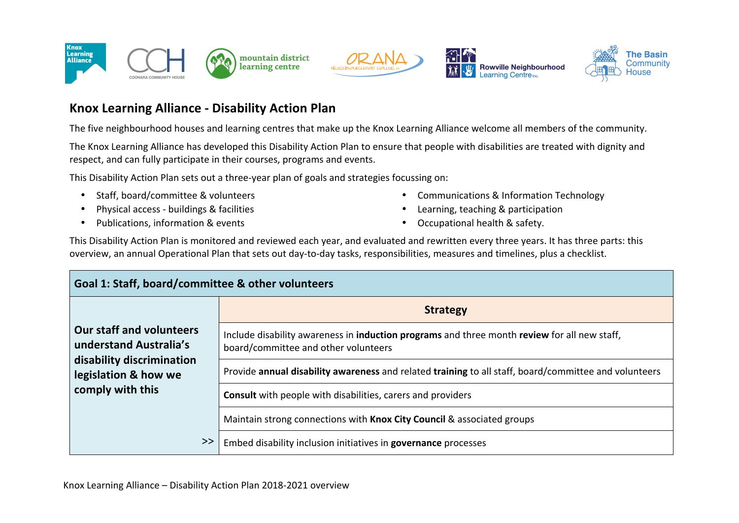# Knox Learning Alliance - Disability Action Plan

The five neighbourhood houses and learning centres that make up the Knox Learning Alliance welcome all members of the community.

The Knox Learning Alliance has developed this Disability Action Plan to ensure that people with disabilities are treated with dignity and respect, and can fully participate in their courses, programs and events.

This Disability Action Plan sets out a three-year plan of goals and strategies focussing on:

- Staff, board/committee & volunteers
- Physical access - buildings & facilities
- Publications, information & events
- Communications & Information Technology
- Learning, teaching & participation
- Occupational health & safety.

This Disability Action Plan is monitored and reviewed each year, and evaluated and rewritten every three years. It has three parts: this overview, an annual Operational Plan that sets out day-to-day tasks, responsibilities, measures and timelines, plus a checklist.

| Goal 1: Staff, board/committee & other volunteers | |
|---|---|
| | **Strategy** |
| **Our staff and volunteers understand Australia's disability discrimination legislation & how we comply with this** | Include disability awareness in **induction programs** and three month **review** for all new staff, board/committee and other volunteers |
| | Provide **annual disability awareness** and related **training** to all staff, board/committee and volunteers |
| | **Consult** with people with disabilities, carers and providers |
| | Maintain strong connections with **Knox City Council** & associated groups |
| >> | Embed disability inclusion initiatives in **governance** processes |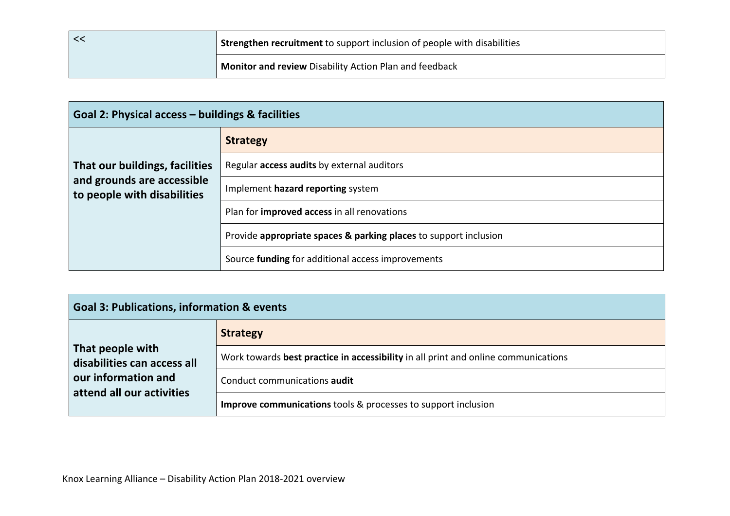| << | |
|---|---|
| | **Strengthen recruitment** to support inclusion of people with disabilities |
| | **Monitor and review** Disability Action Plan and feedback |

| **Goal 2: Physical access – buildings & facilities** | |
|---|---|
| **That our buildings, facilities and grounds are accessible to people with disabilities** | **Strategy** |
| | Regular **access audits** by external auditors |
| | Implement **hazard reporting** system |
| | Plan for **improved access** in all renovations |
| | Provide **appropriate spaces & parking places** to support inclusion |
| | Source **funding** for additional access improvements |

| **Goal 3: Publications, information & events** | |
|---|---|
| **That people with disabilities can access all our information and attend all our activities** | **Strategy** |
| | Work towards **best practice in accessibility** in all print and online communications |
| | Conduct communications **audit** |
| | **Improve communications** tools & processes to support inclusion |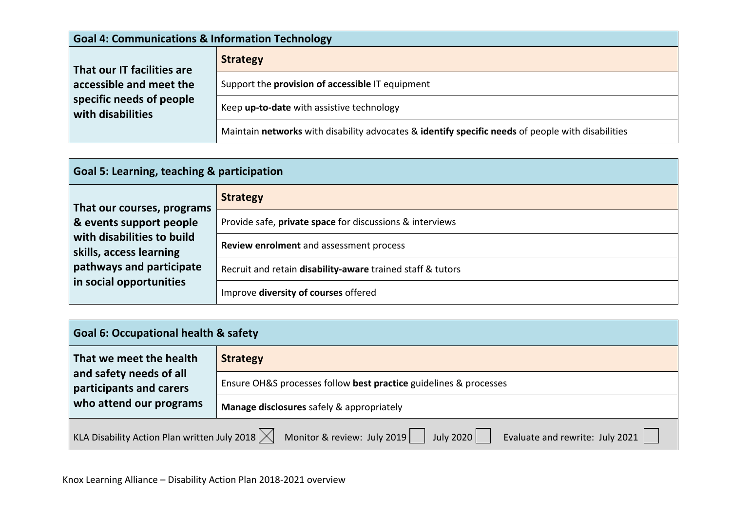| Goal 4: Communications & Information Technology | |
|---|---|
| **That our IT facilities are accessible and meet the specific needs of people with disabilities** | **Strategy** |
| | Support the **provision of accessible** IT equipment |
| | Keep **up-to-date** with assistive technology |
| | Maintain **networks** with disability advocates & **identify specific needs** of people with disabilities |

| Goal 5: Learning, teaching & participation | |
|---|---|
| **That our courses, programs & events support people with disabilities to build skills, access learning pathways and participate in social opportunities** | **Strategy** |
| | Provide safe, **private space** for discussions & interviews |
| | **Review enrolment** and assessment process |
| | Recruit and retain **disability-aware** trained staff & tutors |
| | Improve **diversity of courses** offered |

| Goal 6: Occupational health & safety | |
|---|---|
| **That we meet the health and safety needs of all participants and carers who attend our programs** | **Strategy** |
| | Ensure OH&S processes follow **best practice** guidelines & processes |
| | **Manage disclosures** safely & appropriately |

KLA Disability Action Plan written July 2018 ☒ Monitor & review: July 2019 ☐ July 2020 ☐ Evaluate and rewrite: July 2021 ☐

Knox Learning Alliance – Disability Action Plan 2018-2021 overview